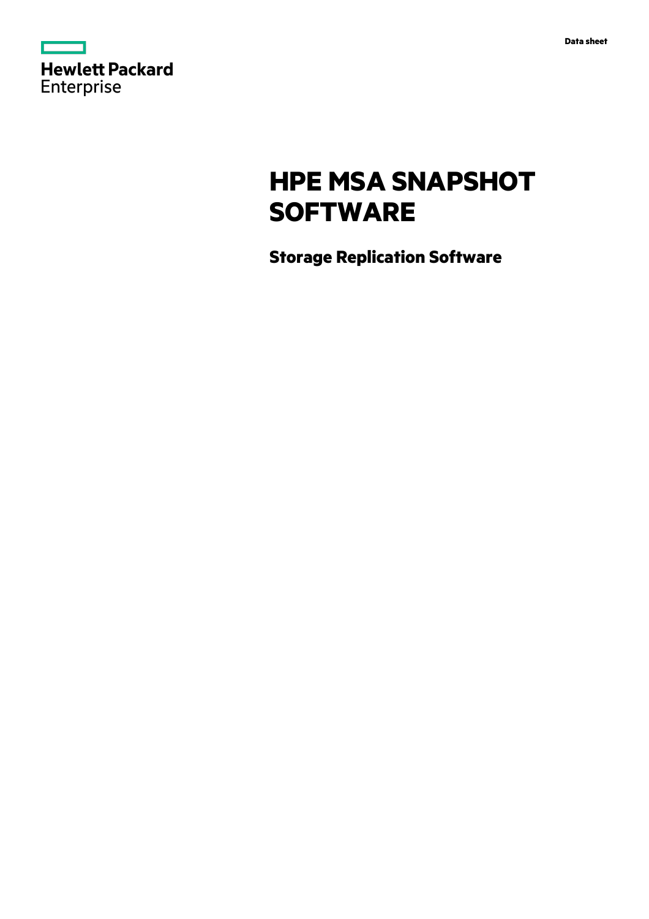Hewlett Packard Enterprise

Data sheet

# HPE MSA SNAPSHOT SOFTWARE

## Storage Replication Software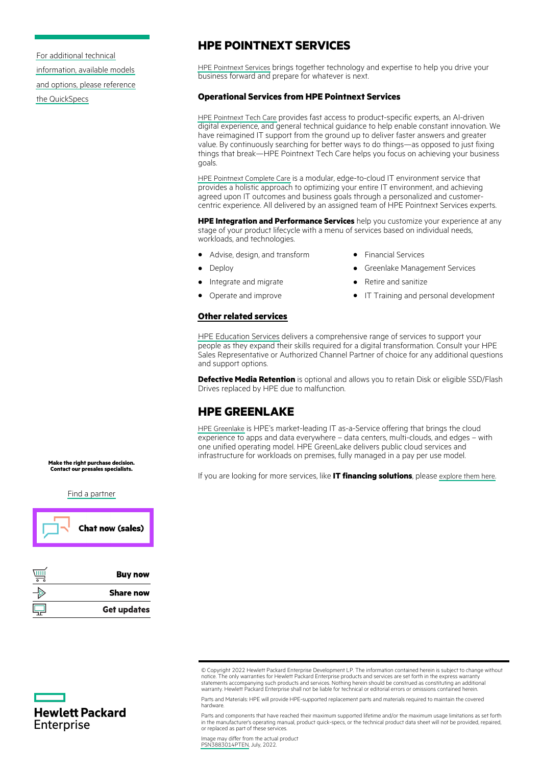For additional technical information, available models and options, please reference the QuickSpecs

## HPE POINTNEXT SERVICES

HPE Pointnext Services brings together technology and expertise to help you drive your business forward and prepare for whatever is next.

### Operational Services from HPE Pointnext Services

HPE Pointnext Tech Care provides fast access to product-specific experts, an AI-driven digital experience, and general technical guidance to help enable constant innovation. We have reimagined IT support from the ground up to deliver faster answers and greater value. By continuously searching for better ways to do things—as opposed to just fixing things that break—HPE Pointnext Tech Care helps you focus on achieving your business goals.

HPE Pointnext Complete Care is a modular, edge-to-cloud IT environment service that provides a holistic approach to optimizing your entire IT environment, and achieving agreed upon IT outcomes and business goals through a personalized and customer-centric experience. All delivered by an assigned team of HPE Pointnext Services experts.

**HPE Integration and Performance Services** help you customize your experience at any stage of your product lifecycle with a menu of services based on individual needs, workloads, and technologies.

- Advise, design, and transform
- Deploy
- Integrate and migrate
- Operate and improve
- Financial Services
- Greenlake Management Services
- Retire and sanitize
- IT Training and personal development

### Other related services

HPE Education Services delivers a comprehensive range of services to support your people as they expand their skills required for a digital transformation. Consult your HPE Sales Representative or Authorized Channel Partner of choice for any additional questions and support options.

**Defective Media Retention** is optional and allows you to retain Disk or eligible SSD/Flash Drives replaced by HPE due to malfunction.

## HPE GREENLAKE

HPE Greenlake is HPE's market-leading IT as-a-Service offering that brings the cloud experience to apps and data everywhere – data centers, multi-clouds, and edges – with one unified operating model. HPE GreenLake delivers public cloud services and infrastructure for workloads on premises, fully managed in a pay per use model.

If you are looking for more services, like **IT financing solutions**, please explore them here.

**Make the right purchase decision. Contact our presales specialists.**

Find a partner

Chat now (sales)

Buy now

Share now

Get updates

Hewlett Packard Enterprise

© Copyright 2022 Hewlett Packard Enterprise Development LP. The information contained herein is subject to change without notice. The only warranties for Hewlett Packard Enterprise products and services are set forth in the express warranty statements accompanying such products and services. Nothing herein should be construed as constituting an additional warranty. Hewlett Packard Enterprise shall not be liable for technical or editorial errors or omissions contained herein.

Parts and Materials: HPE will provide HPE-supported replacement parts and materials required to maintain the covered hardware.

Parts and components that have reached their maximum supported lifetime and/or the maximum usage limitations as set forth in the manufacturer's operating manual, product quick-specs, or the technical product data sheet will not be provided, repaired, or replaced as part of these services.

Image may differ from the actual product
PSN3883014PTEN, July, 2022.